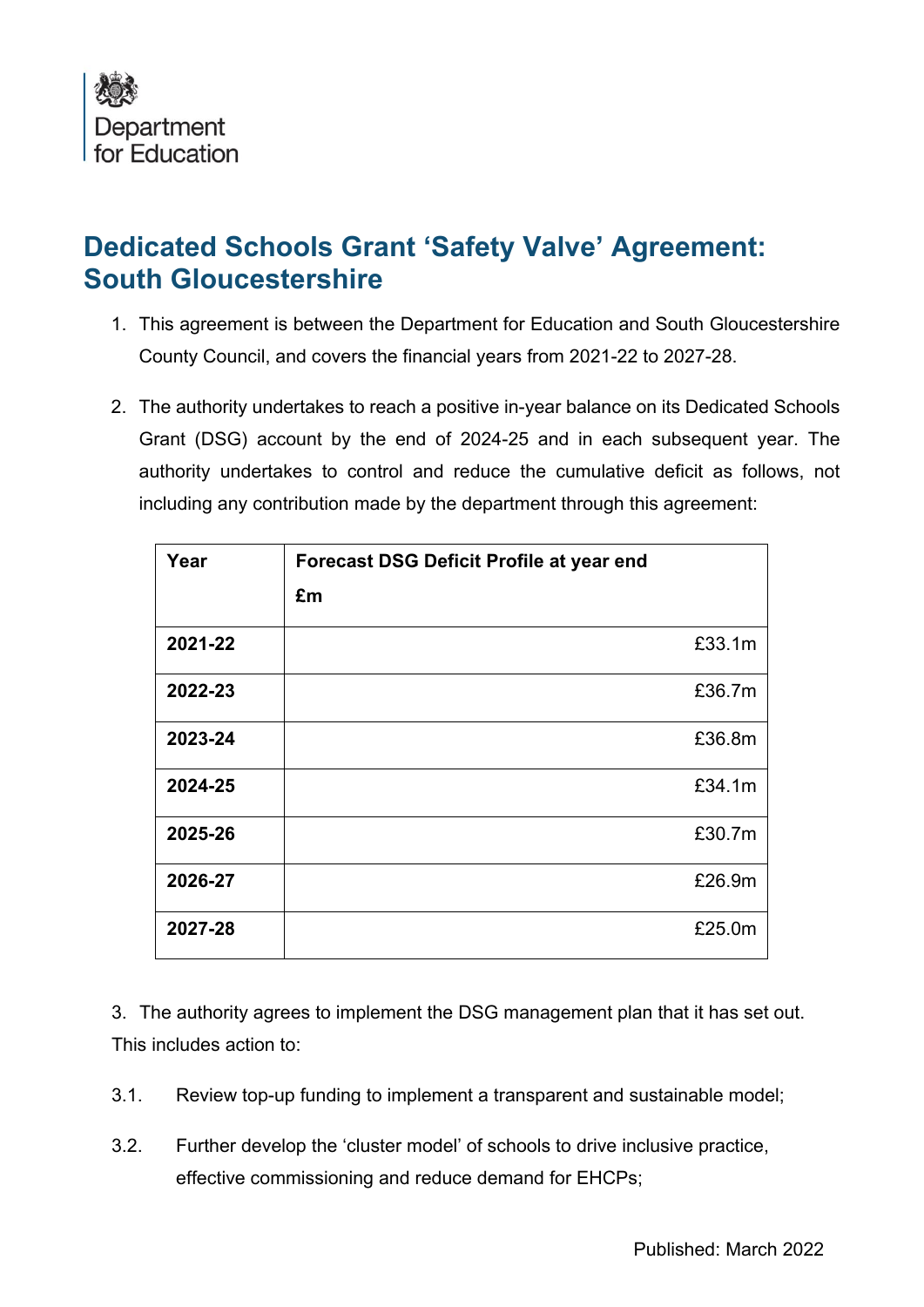Department for Education

# Dedicated Schools Grant 'Safety Valve' Agreement: South Gloucestershire

1. This agreement is between the Department for Education and South Gloucestershire County Council, and covers the financial years from 2021-22 to 2027-28.

2. The authority undertakes to reach a positive in-year balance on its Dedicated Schools Grant (DSG) account by the end of 2024-25 and in each subsequent year. The authority undertakes to control and reduce the cumulative deficit as follows, not including any contribution made by the department through this agreement:

| Year | Forecast DSG Deficit Profile at year end £m |
|---|---|
| **2021-22** | £33.1m |
| **2022-23** | £36.7m |
| **2023-24** | £36.8m |
| **2024-25** | £34.1m |
| **2025-26** | £30.7m |
| **2026-27** | £26.9m |
| **2027-28** | £25.0m |

3. The authority agrees to implement the DSG management plan that it has set out. This includes action to:

3.1. Review top-up funding to implement a transparent and sustainable model;

3.2. Further develop the 'cluster model' of schools to drive inclusive practice, effective commissioning and reduce demand for EHCPs;

Published: March 2022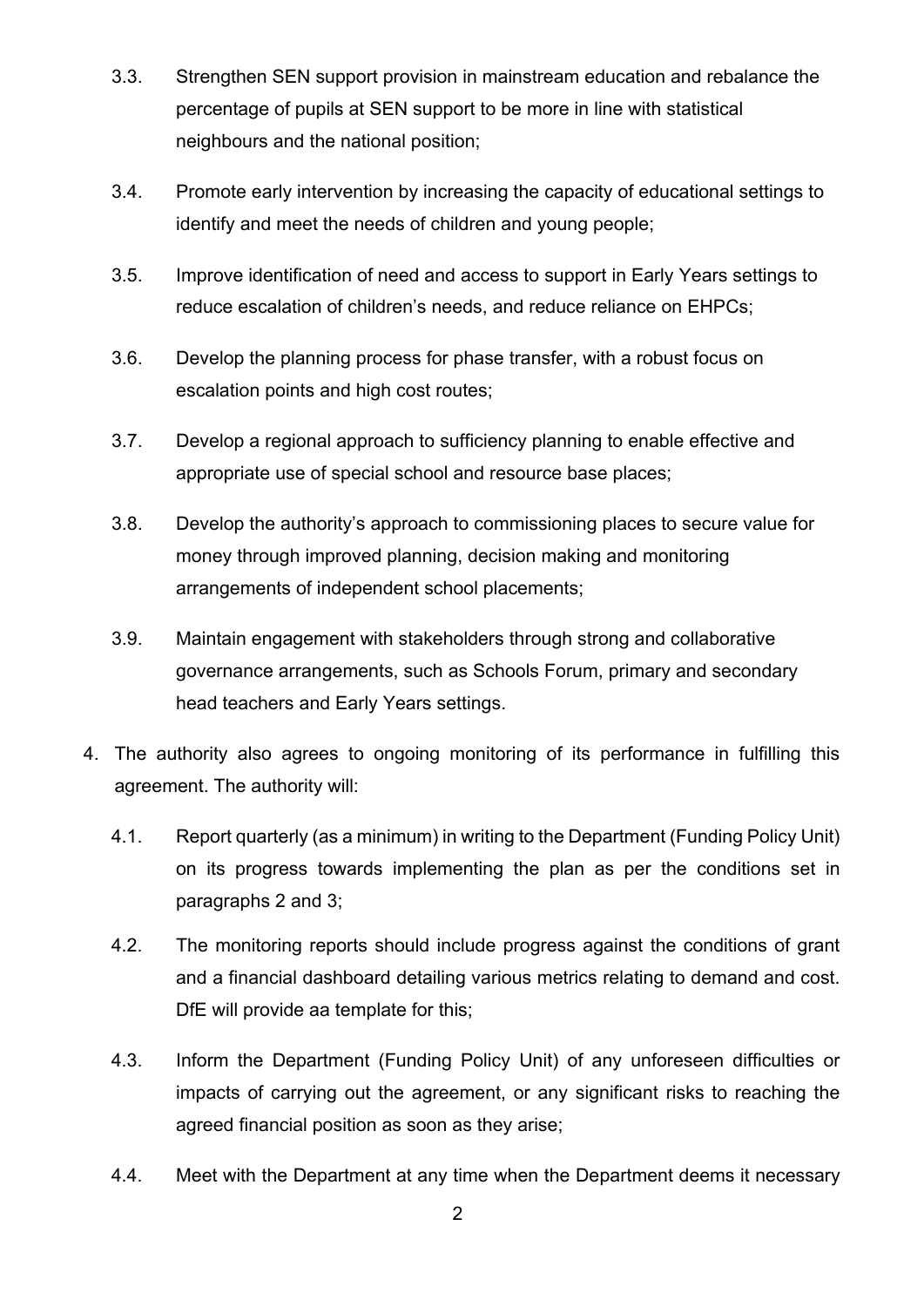3.3. Strengthen SEN support provision in mainstream education and rebalance the percentage of pupils at SEN support to be more in line with statistical neighbours and the national position;

3.4. Promote early intervention by increasing the capacity of educational settings to identify and meet the needs of children and young people;

3.5. Improve identification of need and access to support in Early Years settings to reduce escalation of children's needs, and reduce reliance on EHPCs;

3.6. Develop the planning process for phase transfer, with a robust focus on escalation points and high cost routes;

3.7. Develop a regional approach to sufficiency planning to enable effective and appropriate use of special school and resource base places;

3.8. Develop the authority's approach to commissioning places to secure value for money through improved planning, decision making and monitoring arrangements of independent school placements;

3.9. Maintain engagement with stakeholders through strong and collaborative governance arrangements, such as Schools Forum, primary and secondary head teachers and Early Years settings.

4. The authority also agrees to ongoing monitoring of its performance in fulfilling this agreement. The authority will:

4.1. Report quarterly (as a minimum) in writing to the Department (Funding Policy Unit) on its progress towards implementing the plan as per the conditions set in paragraphs 2 and 3;

4.2. The monitoring reports should include progress against the conditions of grant and a financial dashboard detailing various metrics relating to demand and cost. DfE will provide aa template for this;

4.3. Inform the Department (Funding Policy Unit) of any unforeseen difficulties or impacts of carrying out the agreement, or any significant risks to reaching the agreed financial position as soon as they arise;

4.4. Meet with the Department at any time when the Department deems it necessary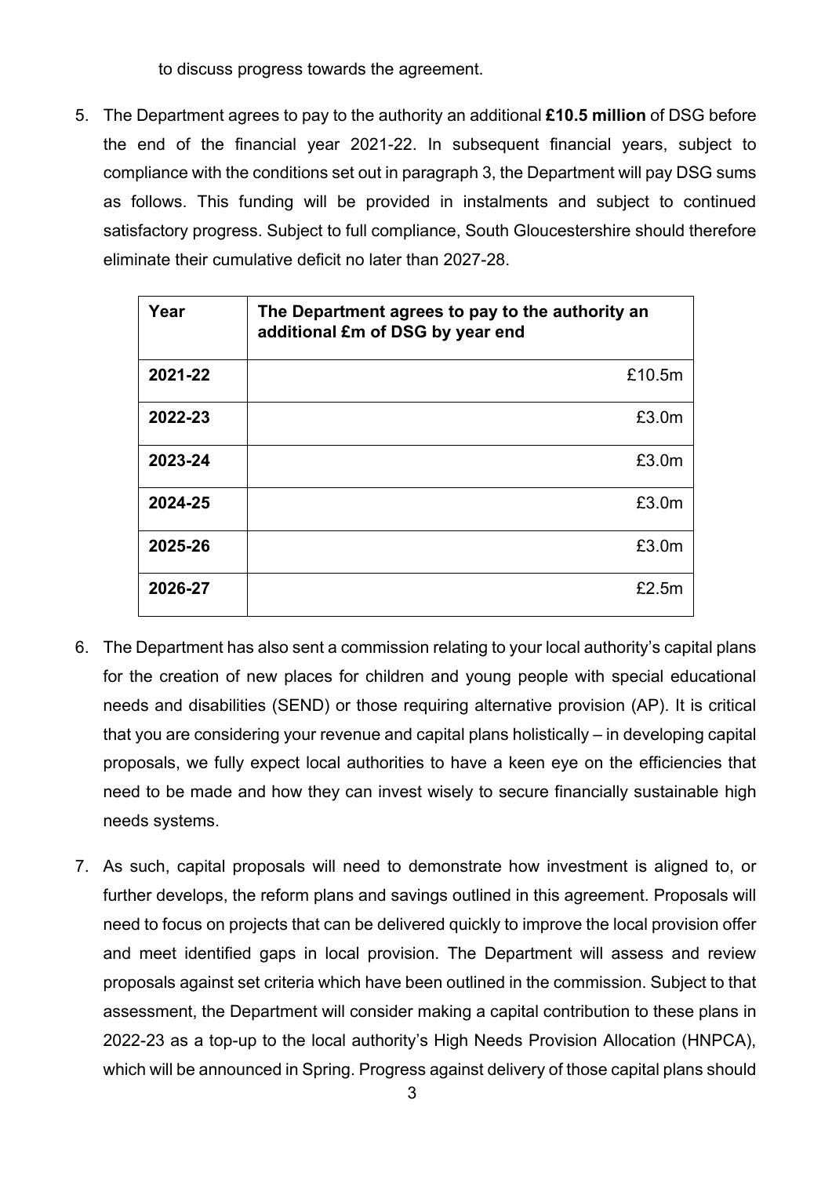to discuss progress towards the agreement.

5. The Department agrees to pay to the authority an additional **£10.5 million** of DSG before the end of the financial year 2021-22. In subsequent financial years, subject to compliance with the conditions set out in paragraph 3, the Department will pay DSG sums as follows. This funding will be provided in instalments and subject to continued satisfactory progress. Subject to full compliance, South Gloucestershire should therefore eliminate their cumulative deficit no later than 2027-28.

| Year | The Department agrees to pay to the authority an additional £m of DSG by year end |
|---|---:|
| **2021-22** | £10.5m |
| **2022-23** | £3.0m |
| **2023-24** | £3.0m |
| **2024-25** | £3.0m |
| **2025-26** | £3.0m |
| **2026-27** | £2.5m |

6. The Department has also sent a commission relating to your local authority's capital plans for the creation of new places for children and young people with special educational needs and disabilities (SEND) or those requiring alternative provision (AP). It is critical that you are considering your revenue and capital plans holistically – in developing capital proposals, we fully expect local authorities to have a keen eye on the efficiencies that need to be made and how they can invest wisely to secure financially sustainable high needs systems.

7. As such, capital proposals will need to demonstrate how investment is aligned to, or further develops, the reform plans and savings outlined in this agreement. Proposals will need to focus on projects that can be delivered quickly to improve the local provision offer and meet identified gaps in local provision. The Department will assess and review proposals against set criteria which have been outlined in the commission. Subject to that assessment, the Department will consider making a capital contribution to these plans in 2022-23 as a top-up to the local authority's High Needs Provision Allocation (HNPCA), which will be announced in Spring. Progress against delivery of those capital plans should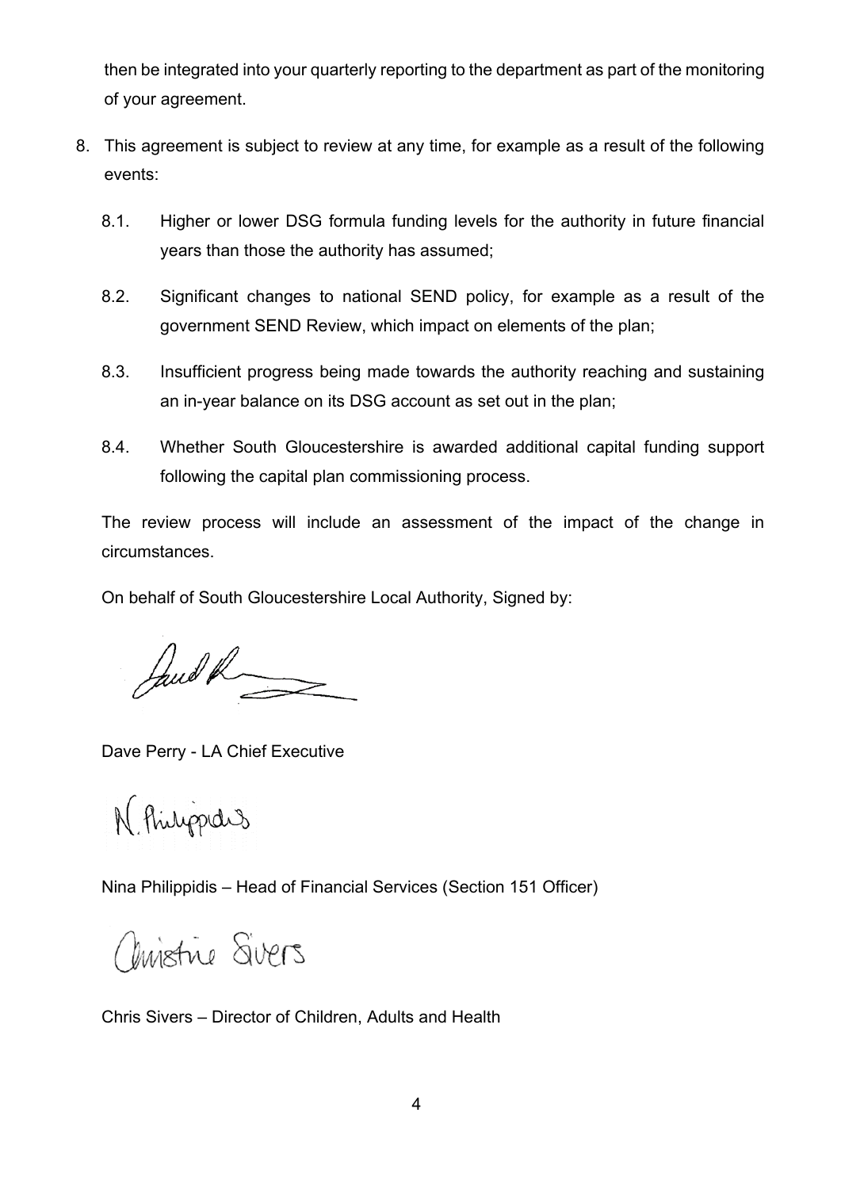then be integrated into your quarterly reporting to the department as part of the monitoring of your agreement.

8. This agreement is subject to review at any time, for example as a result of the following events:

   8.1. Higher or lower DSG formula funding levels for the authority in future financial years than those the authority has assumed;

   8.2. Significant changes to national SEND policy, for example as a result of the government SEND Review, which impact on elements of the plan;

   8.3. Insufficient progress being made towards the authority reaching and sustaining an in-year balance on its DSG account as set out in the plan;

   8.4. Whether South Gloucestershire is awarded additional capital funding support following the capital plan commissioning process.

   The review process will include an assessment of the impact of the change in circumstances.

   On behalf of South Gloucestershire Local Authority, Signed by:

Dave Perry - LA Chief Executive

Nina Philippidis – Head of Financial Services (Section 151 Officer)

Chris Sivers – Director of Children, Adults and Health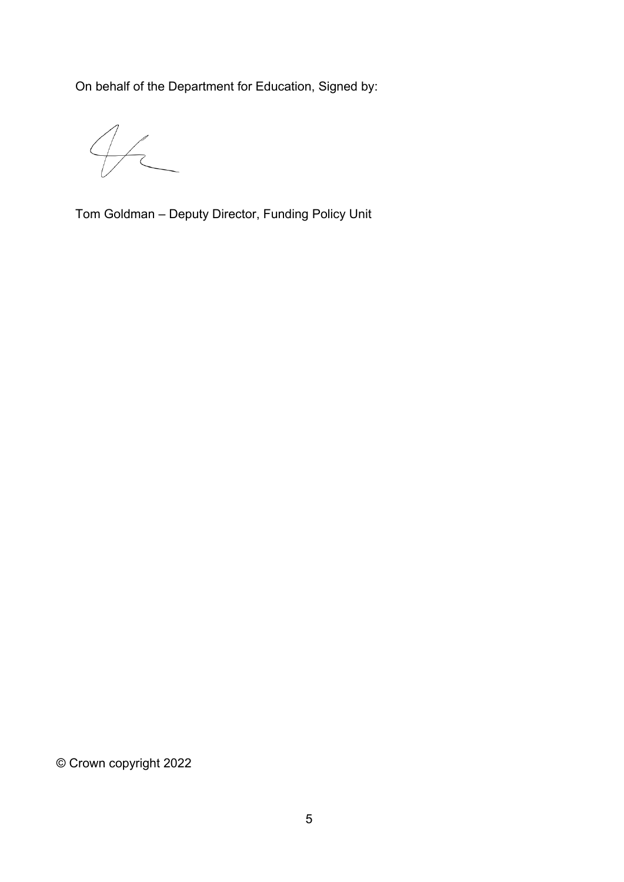On behalf of the Department for Education, Signed by:

Tom Goldman – Deputy Director, Funding Policy Unit

© Crown copyright 2022